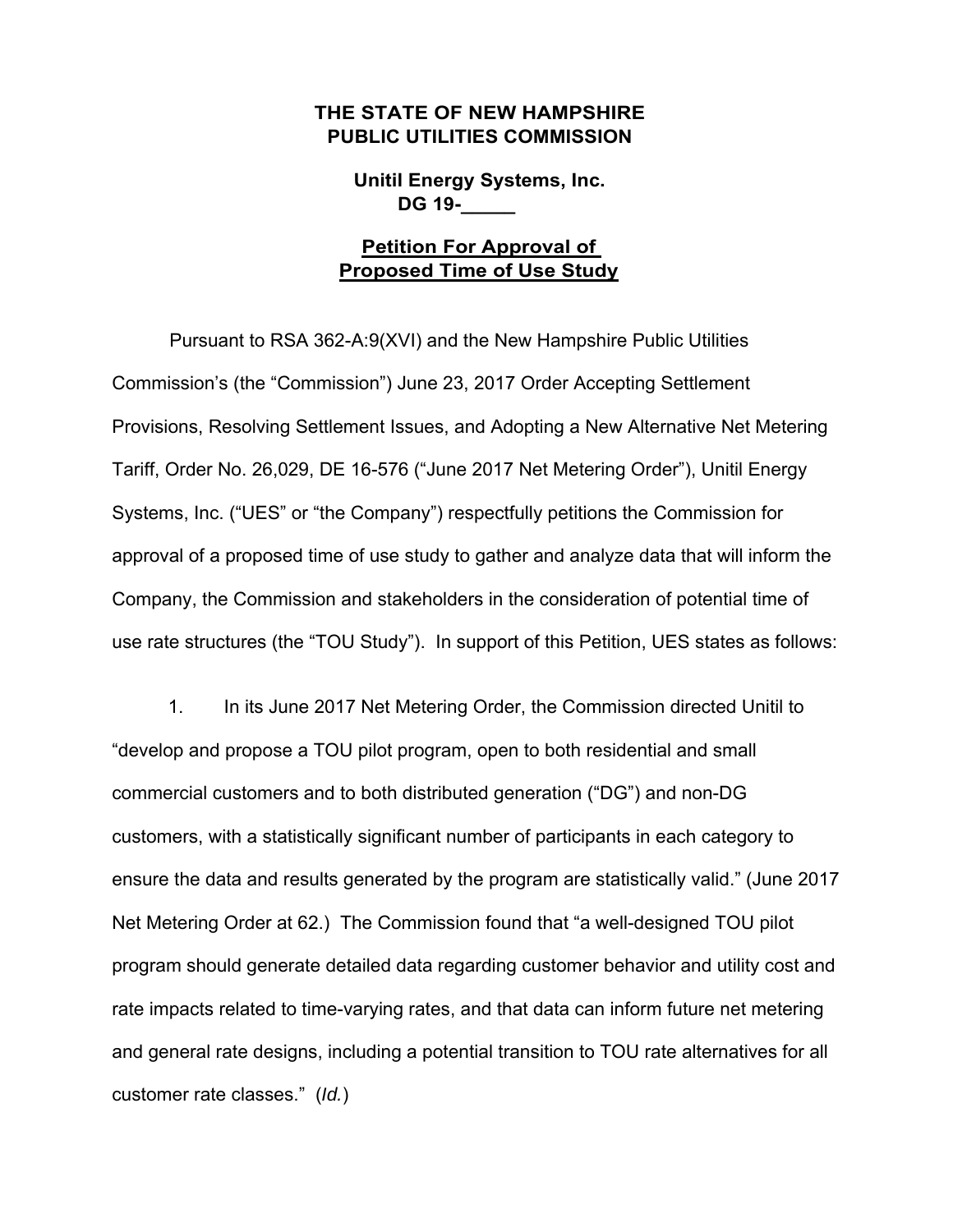**THE STATE OF NEW HAMPSHIRE**
**PUBLIC UTILITIES COMMISSION**

**Unitil Energy Systems, Inc.**
**DG 19-_____**

**Petition For Approval of Proposed Time of Use Study**

Pursuant to RSA 362-A:9(XVI) and the New Hampshire Public Utilities Commission's (the "Commission") June 23, 2017 Order Accepting Settlement Provisions, Resolving Settlement Issues, and Adopting a New Alternative Net Metering Tariff, Order No. 26,029, DE 16-576 ("June 2017 Net Metering Order"), Unitil Energy Systems, Inc. ("UES" or "the Company") respectfully petitions the Commission for approval of a proposed time of use study to gather and analyze data that will inform the Company, the Commission and stakeholders in the consideration of potential time of use rate structures (the "TOU Study"). In support of this Petition, UES states as follows:

1. In its June 2017 Net Metering Order, the Commission directed Unitil to "develop and propose a TOU pilot program, open to both residential and small commercial customers and to both distributed generation ("DG") and non-DG customers, with a statistically significant number of participants in each category to ensure the data and results generated by the program are statistically valid." (June 2017 Net Metering Order at 62.) The Commission found that "a well-designed TOU pilot program should generate detailed data regarding customer behavior and utility cost and rate impacts related to time-varying rates, and that data can inform future net metering and general rate designs, including a potential transition to TOU rate alternatives for all customer rate classes." (*Id.*)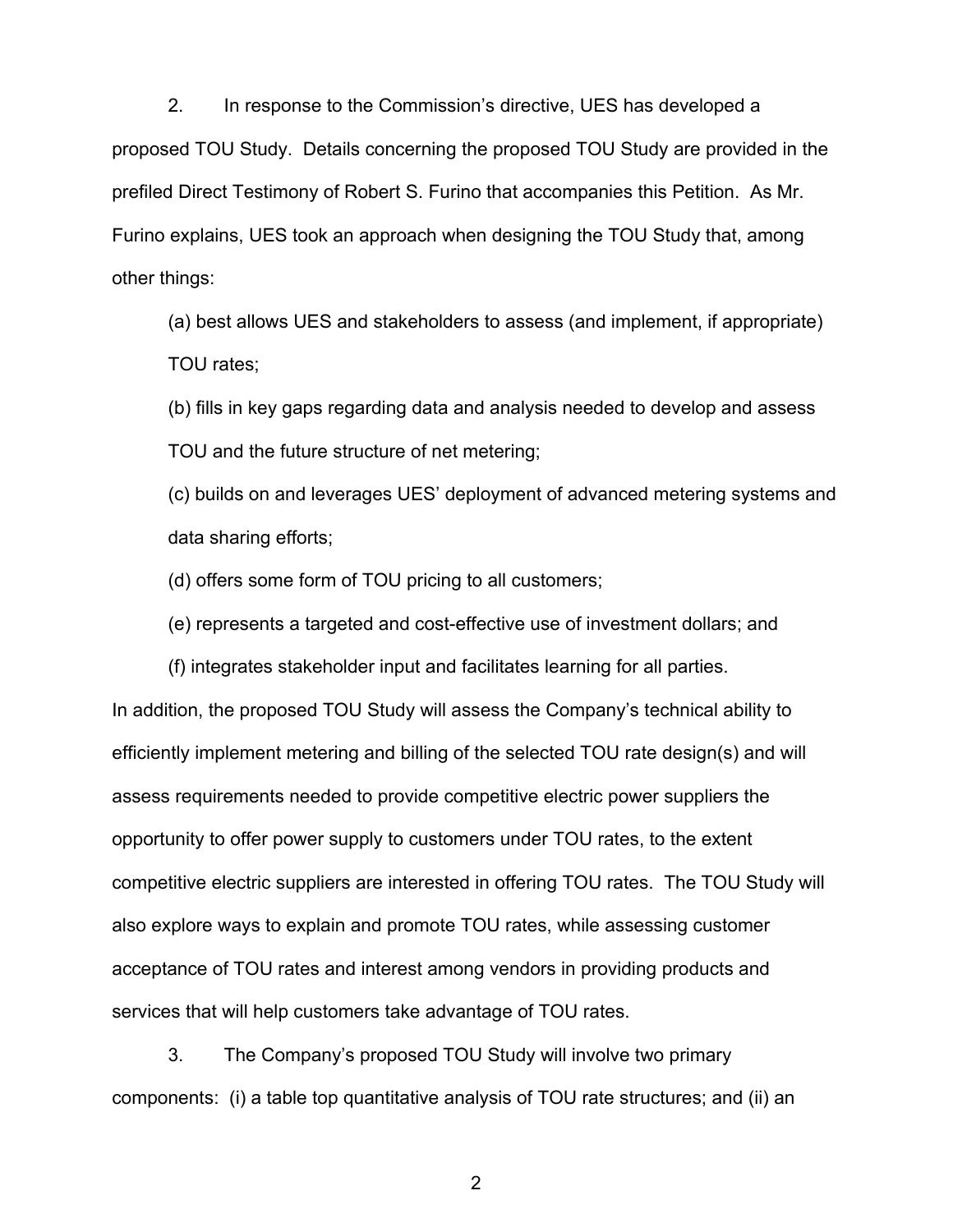2. In response to the Commission's directive, UES has developed a proposed TOU Study. Details concerning the proposed TOU Study are provided in the prefiled Direct Testimony of Robert S. Furino that accompanies this Petition. As Mr. Furino explains, UES took an approach when designing the TOU Study that, among other things:

(a) best allows UES and stakeholders to assess (and implement, if appropriate) TOU rates;

(b) fills in key gaps regarding data and analysis needed to develop and assess TOU and the future structure of net metering;

(c) builds on and leverages UES' deployment of advanced metering systems and data sharing efforts;

(d) offers some form of TOU pricing to all customers;

(e) represents a targeted and cost-effective use of investment dollars; and

(f) integrates stakeholder input and facilitates learning for all parties.

In addition, the proposed TOU Study will assess the Company's technical ability to efficiently implement metering and billing of the selected TOU rate design(s) and will assess requirements needed to provide competitive electric power suppliers the opportunity to offer power supply to customers under TOU rates, to the extent competitive electric suppliers are interested in offering TOU rates. The TOU Study will also explore ways to explain and promote TOU rates, while assessing customer acceptance of TOU rates and interest among vendors in providing products and services that will help customers take advantage of TOU rates.

3. The Company's proposed TOU Study will involve two primary components: (i) a table top quantitative analysis of TOU rate structures; and (ii) an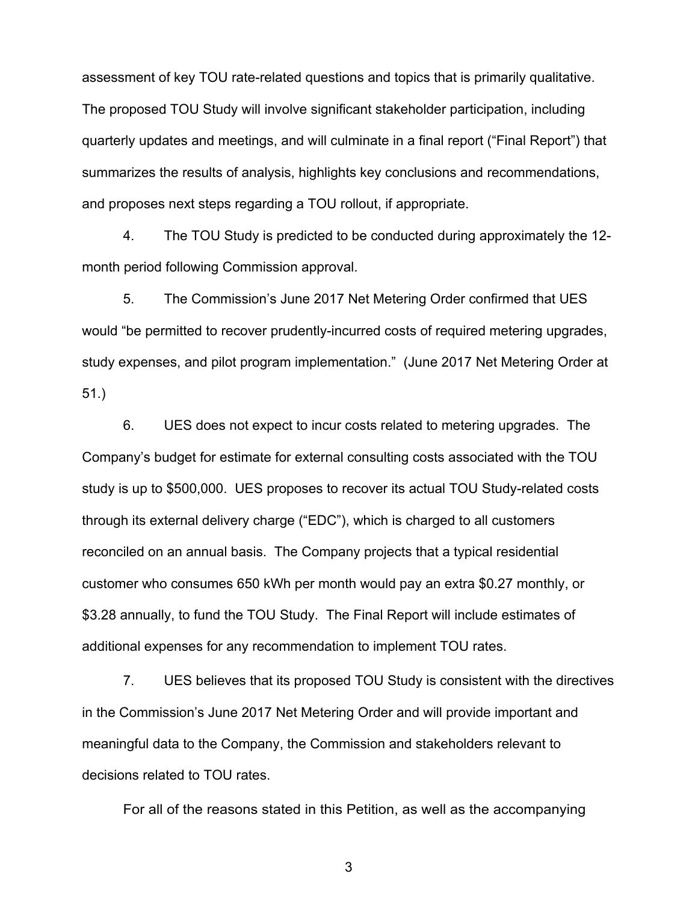assessment of key TOU rate-related questions and topics that is primarily qualitative. The proposed TOU Study will involve significant stakeholder participation, including quarterly updates and meetings, and will culminate in a final report ("Final Report") that summarizes the results of analysis, highlights key conclusions and recommendations, and proposes next steps regarding a TOU rollout, if appropriate.

4. The TOU Study is predicted to be conducted during approximately the 12-month period following Commission approval.

5. The Commission's June 2017 Net Metering Order confirmed that UES would "be permitted to recover prudently-incurred costs of required metering upgrades, study expenses, and pilot program implementation." (June 2017 Net Metering Order at 51.)

6. UES does not expect to incur costs related to metering upgrades. The Company's budget for estimate for external consulting costs associated with the TOU study is up to $500,000. UES proposes to recover its actual TOU Study-related costs through its external delivery charge ("EDC"), which is charged to all customers reconciled on an annual basis. The Company projects that a typical residential customer who consumes 650 kWh per month would pay an extra $0.27 monthly, or $3.28 annually, to fund the TOU Study. The Final Report will include estimates of additional expenses for any recommendation to implement TOU rates.

7. UES believes that its proposed TOU Study is consistent with the directives in the Commission's June 2017 Net Metering Order and will provide important and meaningful data to the Company, the Commission and stakeholders relevant to decisions related to TOU rates.

For all of the reasons stated in this Petition, as well as the accompanying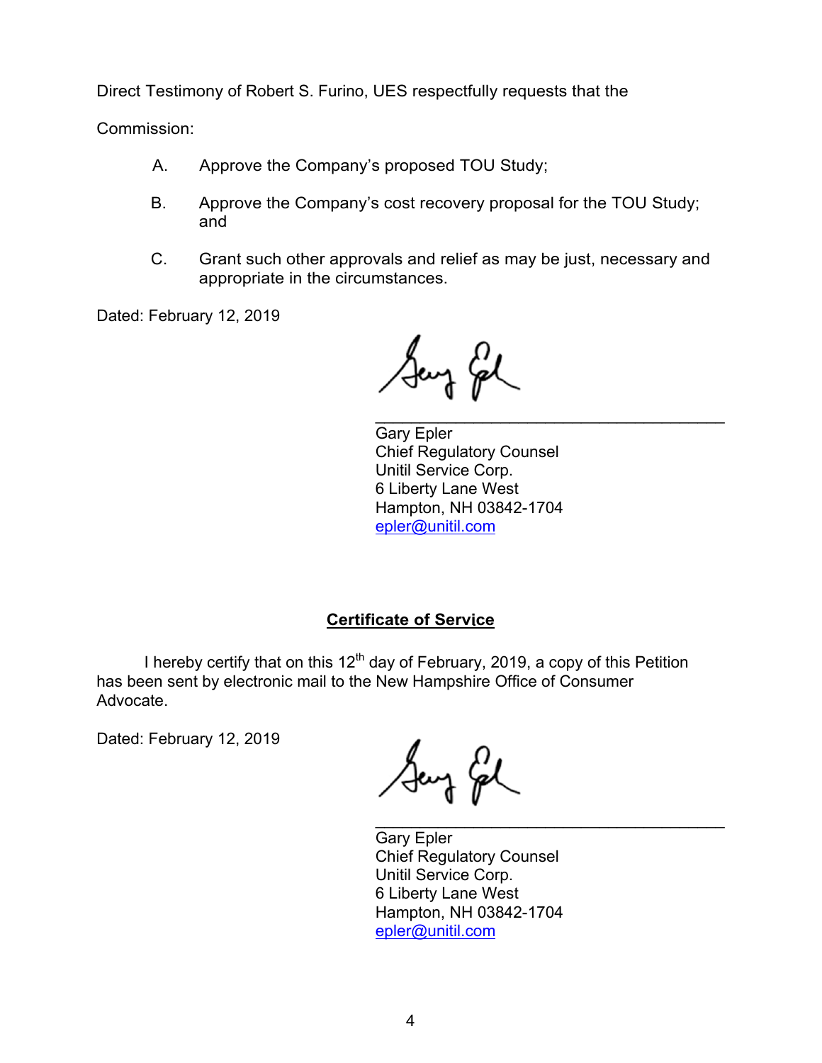Direct Testimony of Robert S. Furino, UES respectfully requests that the Commission:

A. Approve the Company's proposed TOU Study;

B. Approve the Company's cost recovery proposal for the TOU Study; and

C. Grant such other approvals and relief as may be just, necessary and appropriate in the circumstances.

Dated: February 12, 2019

\_\_\_\_\_\_\_\_\_\_\_\_\_\_\_\_\_\_\_\_\_\_\_\_\_\_\_\_\_\_\_\_\_\_\_\_\_\_
Gary Epler
Chief Regulatory Counsel
Unitil Service Corp.
6 Liberty Lane West
Hampton, NH 03842-1704
epler@unitil.com

## Certificate of Service

I hereby certify that on this 12th day of February, 2019, a copy of this Petition has been sent by electronic mail to the New Hampshire Office of Consumer Advocate.

Dated: February 12, 2019

\_\_\_\_\_\_\_\_\_\_\_\_\_\_\_\_\_\_\_\_\_\_\_\_\_\_\_\_\_\_\_\_\_\_\_\_\_\_
Gary Epler
Chief Regulatory Counsel
Unitil Service Corp.
6 Liberty Lane West
Hampton, NH 03842-1704
epler@unitil.com